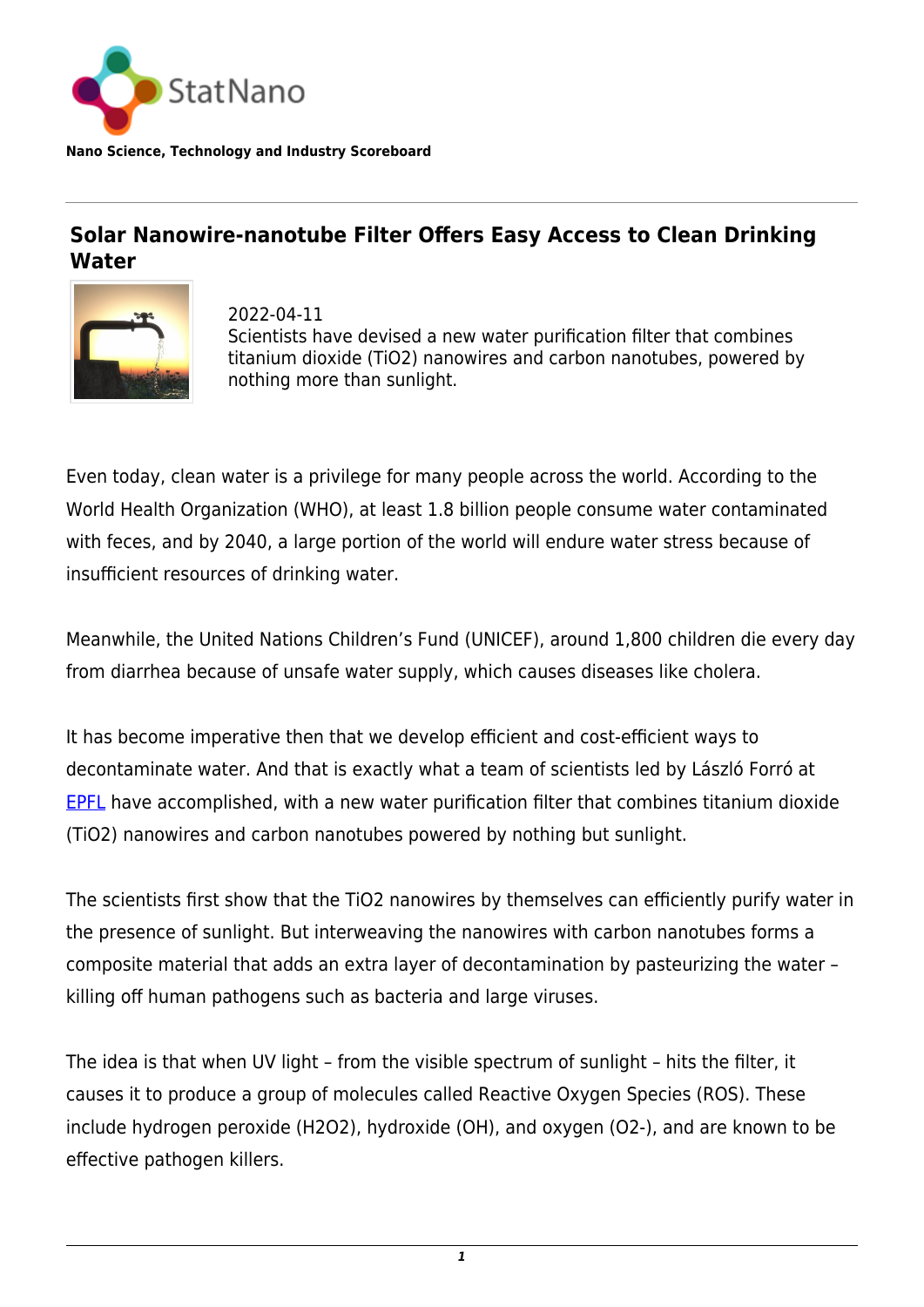StatNano

**Nano Science, Technology and Industry Scoreboard**

## Solar Nanowire-nanotube Filter Offers Easy Access to Clean Drinking Water

2022-04-11
Scientists have devised a new water purification filter that combines titanium dioxide ($TiO_2$) nanowires and carbon nanotubes, powered by nothing more than sunlight.

Even today, clean water is a privilege for many people across the world. According to the World Health Organization (WHO), at least 1.8 billion people consume water contaminated with feces, and by 2040, a large portion of the world will endure water stress because of insufficient resources of drinking water.

Meanwhile, the United Nations Children's Fund (UNICEF), around 1,800 children die every day from diarrhea because of unsafe water supply, which causes diseases like cholera.

It has become imperative then that we develop efficient and cost-efficient ways to decontaminate water. And that is exactly what a team of scientists led by László Forró at EPFL have accomplished, with a new water purification filter that combines titanium dioxide ($TiO_2$) nanowires and carbon nanotubes powered by nothing but sunlight.

The scientists first show that the $TiO_2$ nanowires by themselves can efficiently purify water in the presence of sunlight. But interweaving the nanowires with carbon nanotubes forms a composite material that adds an extra layer of decontamination by pasteurizing the water – killing off human pathogens such as bacteria and large viruses.

The idea is that when UV light – from the visible spectrum of sunlight – hits the filter, it causes it to produce a group of molecules called Reactive Oxygen Species (ROS). These include hydrogen peroxide ($H_2O_2$), hydroxide (OH), and oxygen ($O_2^-$), and are known to be effective pathogen killers.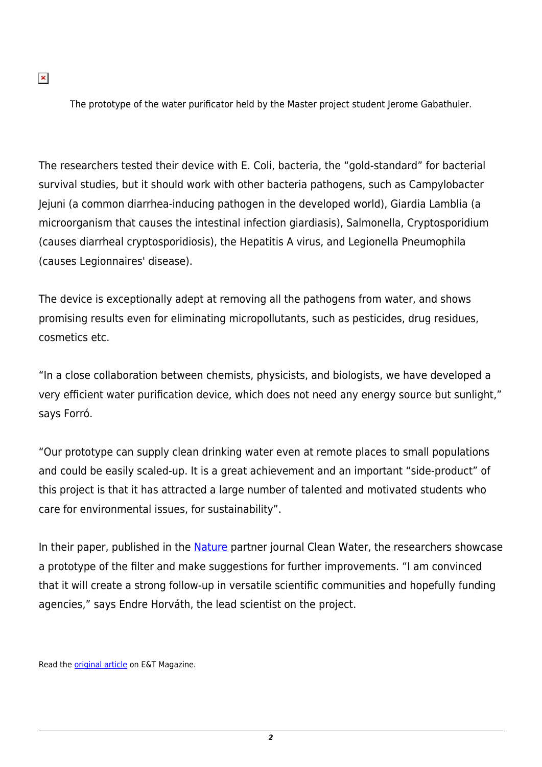The prototype of the water purificator held by the Master project student Jerome Gabathuler.

The researchers tested their device with E. Coli, bacteria, the “gold-standard” for bacterial survival studies, but it should work with other bacteria pathogens, such as Campylobacter Jejuni (a common diarrhea-inducing pathogen in the developed world), Giardia Lamblia (a microorganism that causes the intestinal infection giardiasis), Salmonella, Cryptosporidium (causes diarrheal cryptosporidiosis), the Hepatitis A virus, and Legionella Pneumophila (causes Legionnaires' disease).

The device is exceptionally adept at removing all the pathogens from water, and shows promising results even for eliminating micropollutants, such as pesticides, drug residues, cosmetics etc.

“In a close collaboration between chemists, physicists, and biologists, we have developed a very efficient water purification device, which does not need any energy source but sunlight,” says Forró.

“Our prototype can supply clean drinking water even at remote places to small populations and could be easily scaled-up. It is a great achievement and an important “side-product” of this project is that it has attracted a large number of talented and motivated students who care for environmental issues, for sustainability”.

In their paper, published in the Nature partner journal Clean Water, the researchers showcase a prototype of the filter and make suggestions for further improvements. “I am convinced that it will create a strong follow-up in versatile scientific communities and hopefully funding agencies,” says Endre Horváth, the lead scientist on the project.

Read the original article on E&T Magazine.